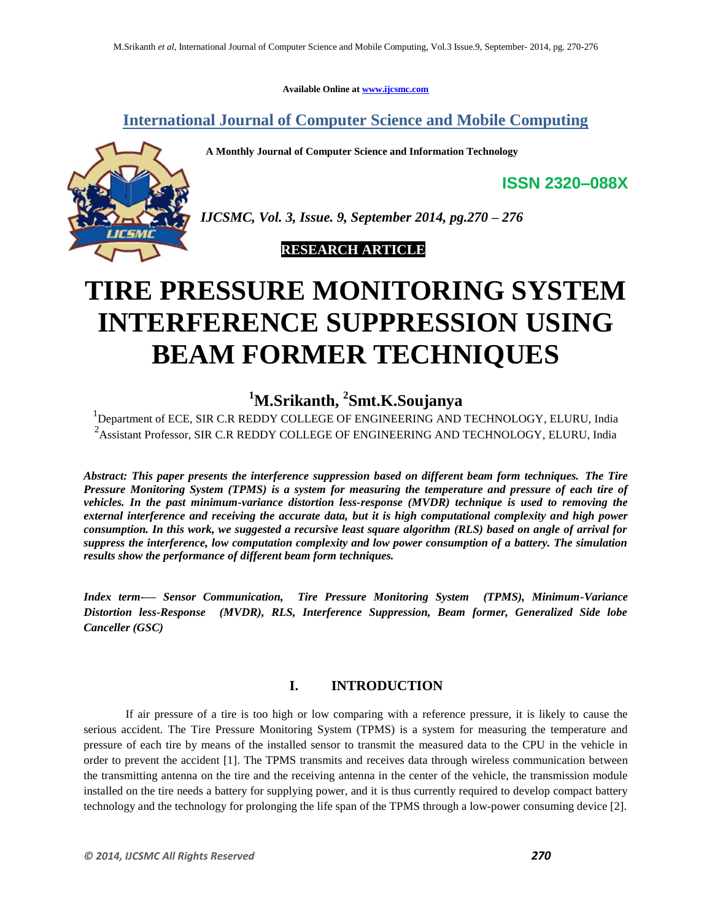Available Online at www.ijcsmc.com

## International Journal of Computer Science and Mobile Computing

**A Monthly Journal of Computer Science and Information Technology**

**ISSN 2320–088X**

*IJCSMC, Vol. 3, Issue. 9, September 2014, pg.270 – 276*

**RESEARCH ARTICLE**

# TIRE PRESSURE MONITORING SYSTEM INTERFERENCE SUPPRESSION USING BEAM FORMER TECHNIQUES

**[1]M.Srikanth, [2]Smt.K.Soujanya**

[1]Department of ECE, SIR C.R REDDY COLLEGE OF ENGINEERING AND TECHNOLOGY, ELURU, India
[2]Assistant Professor, SIR C.R REDDY COLLEGE OF ENGINEERING AND TECHNOLOGY, ELURU, India

***Abstract: This paper presents the interference suppression based on different beam form techniques. The Tire Pressure Monitoring System (TPMS) is a system for measuring the temperature and pressure of each tire of vehicles. In the past minimum-variance distortion less-response (MVDR) technique is used to removing the external interference and receiving the accurate data, but it is high computational complexity and high power consumption. In this work, we suggested a recursive least square algorithm (RLS) based on angle of arrival for suppress the interference, low computation complexity and low power consumption of a battery. The simulation results show the performance of different beam form techniques.***

***Index term-— Sensor Communication, Tire Pressure Monitoring System (TPMS), Minimum-Variance Distortion less-Response (MVDR), RLS, Interference Suppression, Beam former, Generalized Side lobe Canceller (GSC)***

## I. INTRODUCTION

If air pressure of a tire is too high or low comparing with a reference pressure, it is likely to cause the serious accident. The Tire Pressure Monitoring System (TPMS) is a system for measuring the temperature and pressure of each tire by means of the installed sensor to transmit the measured data to the CPU in the vehicle in order to prevent the accident [1]. The TPMS transmits and receives data through wireless communication between the transmitting antenna on the tire and the receiving antenna in the center of the vehicle, the transmission module installed on the tire needs a battery for supplying power, and it is thus currently required to develop compact battery technology and the technology for prolonging the life span of the TPMS through a low-power consuming device [2].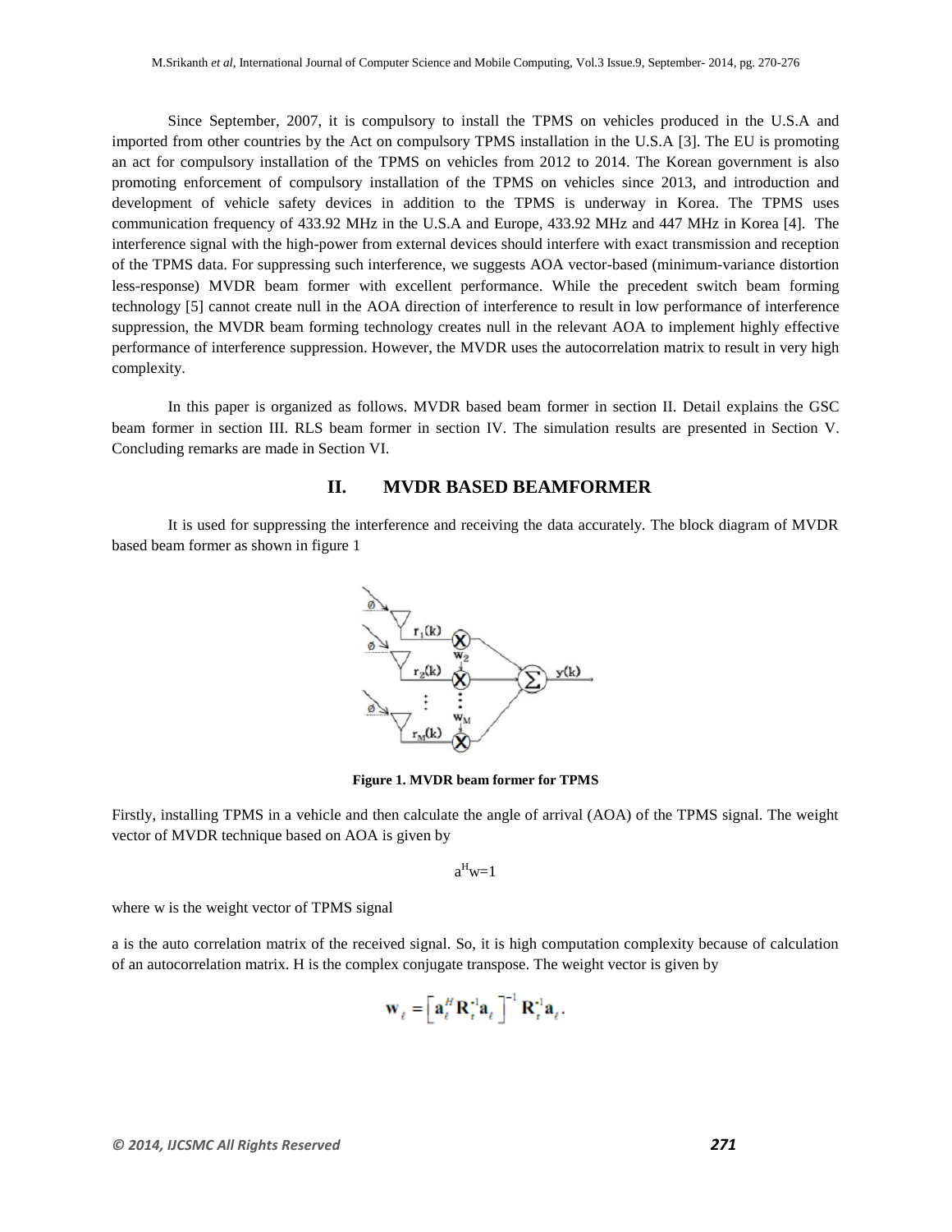Since September, 2007, it is compulsory to install the TPMS on vehicles produced in the U.S.A and imported from other countries by the Act on compulsory TPMS installation in the U.S.A [3]. The EU is promoting an act for compulsory installation of the TPMS on vehicles from 2012 to 2014. The Korean government is also promoting enforcement of compulsory installation of the TPMS on vehicles since 2013, and introduction and development of vehicle safety devices in addition to the TPMS is underway in Korea. The TPMS uses communication frequency of 433.92 MHz in the U.S.A and Europe, 433.92 MHz and 447 MHz in Korea [4]. The interference signal with the high-power from external devices should interfere with exact transmission and reception of the TPMS data. For suppressing such interference, we suggests AOA vector-based (minimum-variance distortion less-response) MVDR beam former with excellent performance. While the precedent switch beam forming technology [5] cannot create null in the AOA direction of interference to result in low performance of interference suppression, the MVDR beam forming technology creates null in the relevant AOA to implement highly effective performance of interference suppression. However, the MVDR uses the autocorrelation matrix to result in very high complexity.

In this paper is organized as follows. MVDR based beam former in section II. Detail explains the GSC beam former in section III. RLS beam former in section IV. The simulation results are presented in Section V. Concluding remarks are made in Section VI.

## II. MVDR BASED BEAMFORMER

It is used for suppressing the interference and receiving the data accurately. The block diagram of MVDR based beam former as shown in figure 1

**Figure 1. MVDR beam former for TPMS**

Firstly, installing TPMS in a vehicle and then calculate the angle of arrival (AOA) of the TPMS signal. The weight vector of MVDR technique based on AOA is given by

$$a^H w = 1$$

where w is the weight vector of TPMS signal

a is the auto correlation matrix of the received signal. So, it is high computation complexity because of calculation of an autocorrelation matrix. H is the complex conjugate transpose. The weight vector is given by

$$\mathbf{w}_\ell = \left[ \mathbf{a}_\ell^H \mathbf{R}_r^{-1} \mathbf{a}_\ell \right]^{-1} \mathbf{R}_r^{-1} \mathbf{a}_\ell .$$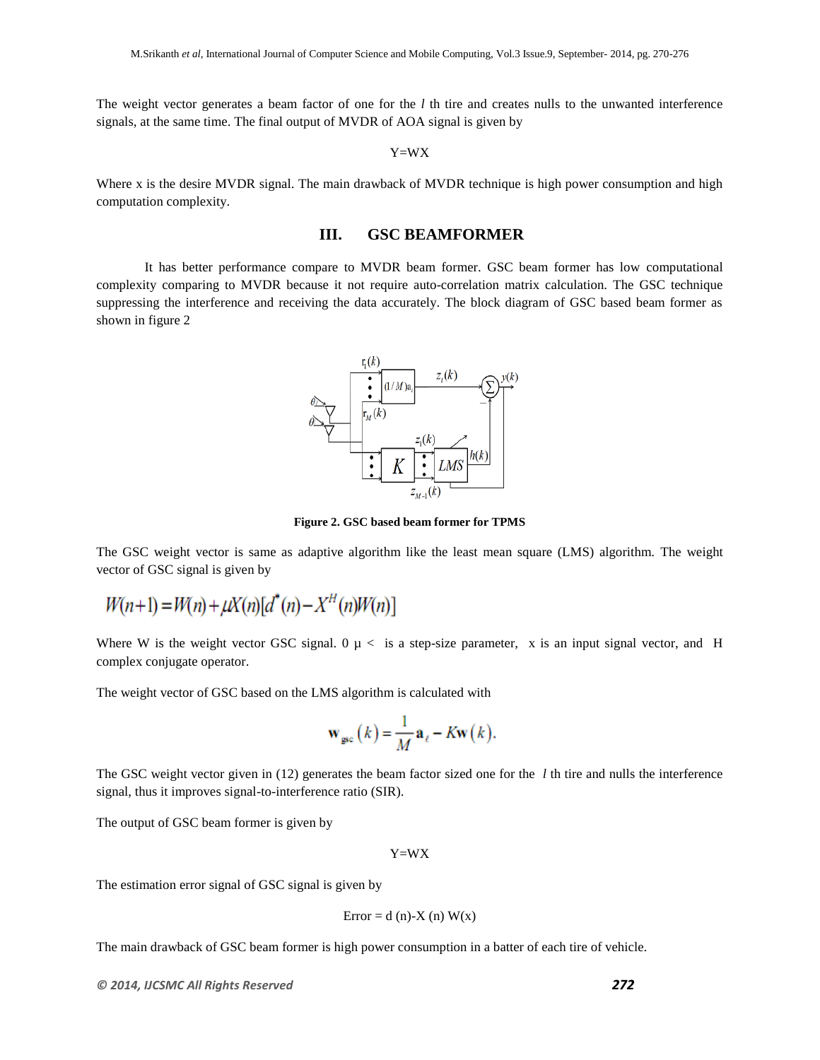The weight vector generates a beam factor of one for the *l* th tire and creates nulls to the unwanted interference signals, at the same time. The final output of MVDR of AOA signal is given by

$$Y=WX$$

Where x is the desire MVDR signal. The main drawback of MVDR technique is high power consumption and high computation complexity.

## III. GSC BEAMFORMER

It has better performance compare to MVDR beam former. GSC beam former has low computational complexity comparing to MVDR because it not require auto-correlation matrix calculation. The GSC technique suppressing the interference and receiving the data accurately. The block diagram of GSC based beam former as shown in figure 2

**Figure 2. GSC based beam former for TPMS**

The GSC weight vector is same as adaptive algorithm like the least mean square (LMS) algorithm. The weight vector of GSC signal is given by

$$W(n+1) = W(n) + \mu X(n)[d^{*}(n) - X^{H}(n)W(n)]$$

Where W is the weight vector GSC signal. $0\ \mu <$ is a step-size parameter, x is an input signal vector, and H complex conjugate operator.

The weight vector of GSC based on the LMS algorithm is calculated with

$$\mathbf{w}_{gsc}(k) = \frac{1}{M}\mathbf{a}_{\ell} - K\mathbf{w}(k).$$

The GSC weight vector given in (12) generates the beam factor sized one for the *l* th tire and nulls the interference signal, thus it improves signal-to-interference ratio (SIR).

The output of GSC beam former is given by

$$Y=WX$$

The estimation error signal of GSC signal is given by

$$\text{Error} = d(n) - X(n)\,W(x)$$

The main drawback of GSC beam former is high power consumption in a batter of each tire of vehicle.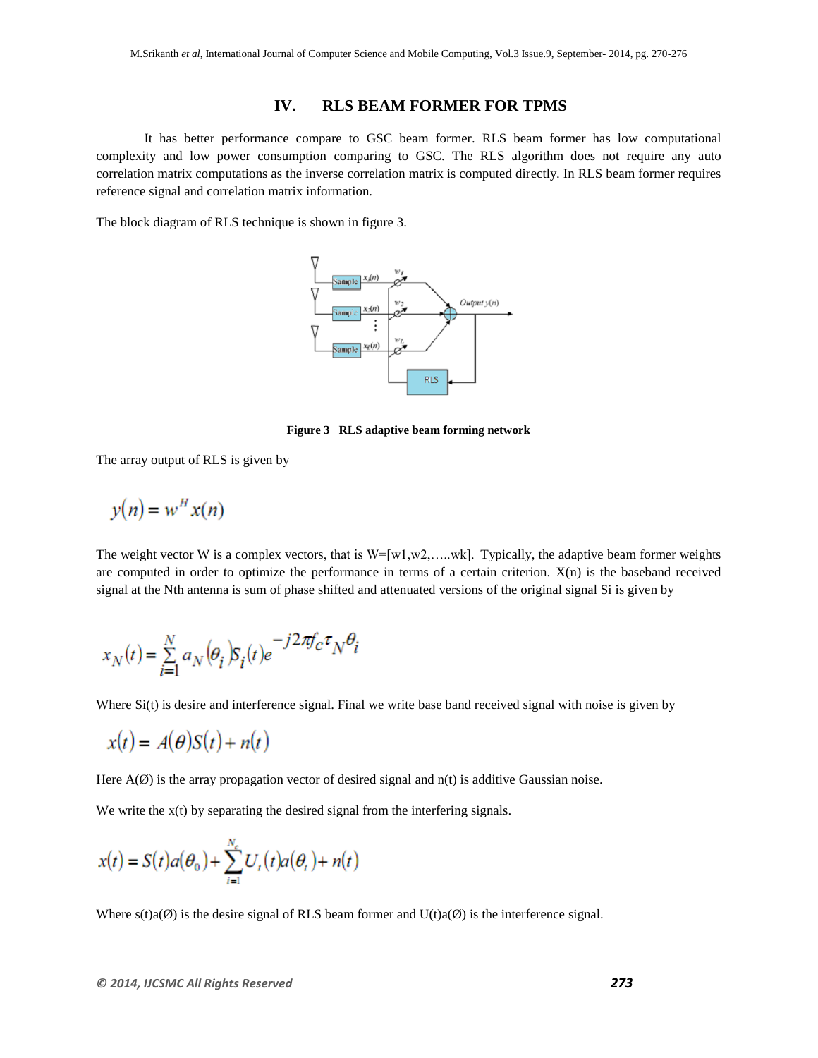## IV. RLS BEAM FORMER FOR TPMS

It has better performance compare to GSC beam former. RLS beam former has low computational complexity and low power consumption comparing to GSC. The RLS algorithm does not require any auto correlation matrix computations as the inverse correlation matrix is computed directly. In RLS beam former requires reference signal and correlation matrix information.

The block diagram of RLS technique is shown in figure 3.

**Figure 3 RLS adaptive beam forming network**

The array output of RLS is given by

$$y(n) = w^H x(n)$$

The weight vector W is a complex vectors, that is W=[w1,w2,…..wk]. Typically, the adaptive beam former weights are computed in order to optimize the performance in terms of a certain criterion. X(n) is the baseband received signal at the Nth antenna is sum of phase shifted and attenuated versions of the original signal Si is given by

$$x_N(t) = \sum_{i=1}^{N} a_N(\theta_i) S_i(t) e^{-j2\pi f_c \tau_N \theta_i}$$

Where Si(t) is desire and interference signal. Final we write base band received signal with noise is given by

$$x(t) = A(\theta)S(t) + n(t)$$

Here A(Ø) is the array propagation vector of desired signal and n(t) is additive Gaussian noise.

We write the x(t) by separating the desired signal from the interfering signals.

$$x(t) = S(t)a(\theta_0) + \sum_{i=1}^{N_c} U_i(t)a(\theta_i) + n(t)$$

Where s(t)a(Ø) is the desire signal of RLS beam former and U(t)a(Ø) is the interference signal.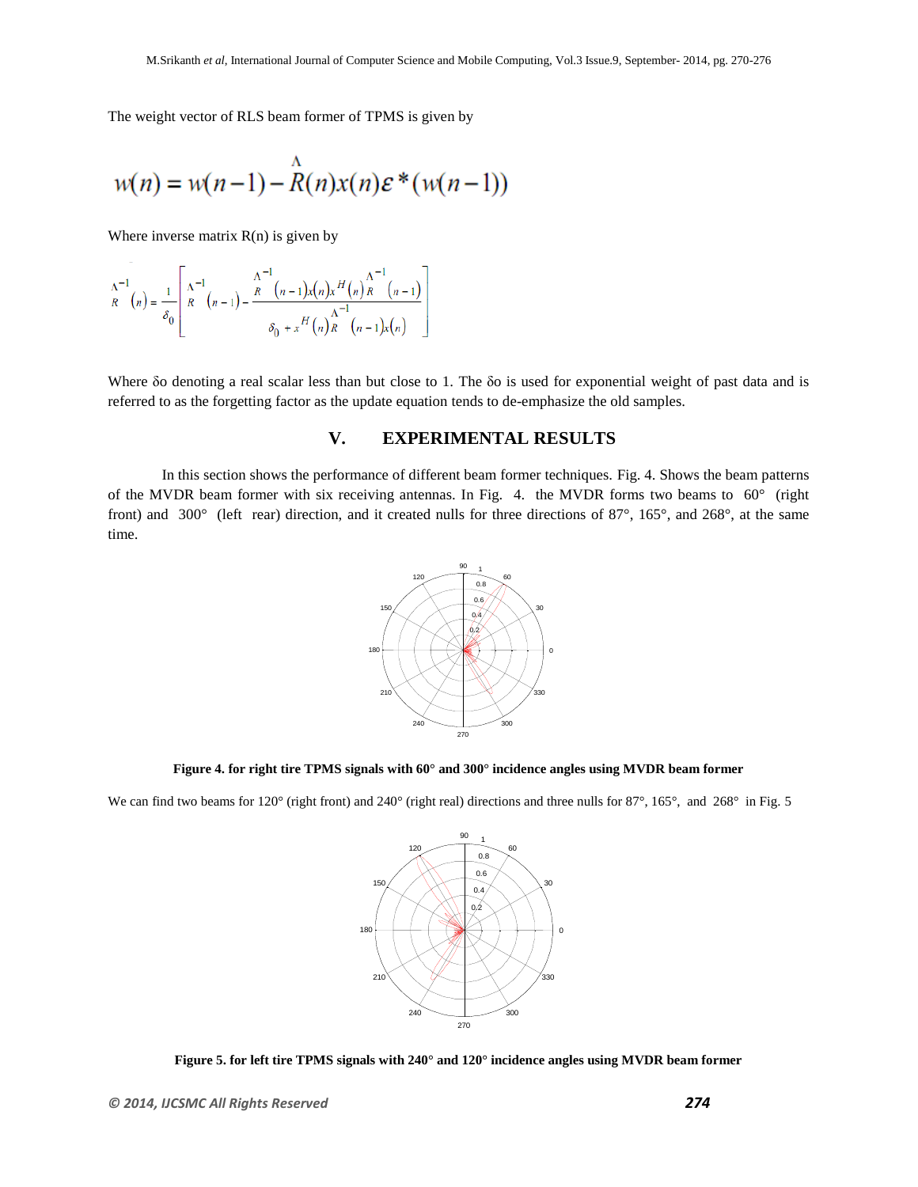The weight vector of RLS beam former of TPMS is given by

$$w(n) = w(n-1) - \hat{R}(n)x(n)\varepsilon^*(w(n-1))$$

Where inverse matrix R(n) is given by

$$\hat{R}^{-1}(n) = \frac{1}{\delta_0}\left[\hat{R}^{-1}(n-1) - \frac{\hat{R}^{-1}(n-1)x(n)x^H(n)\hat{R}^{-1}(n-1)}{\delta_0 + x^H(n)\hat{R}^{-1}(n-1)x(n)}\right]$$

Where δo denoting a real scalar less than but close to 1. The δo is used for exponential weight of past data and is referred to as the forgetting factor as the update equation tends to de-emphasize the old samples.

## V. EXPERIMENTAL RESULTS

In this section shows the performance of different beam former techniques. Fig. 4. Shows the beam patterns of the MVDR beam former with six receiving antennas. In Fig. 4. the MVDR forms two beams to 60° (right front) and 300° (left rear) direction, and it created nulls for three directions of 87°, 165°, and 268°, at the same time.

**Figure 4. for right tire TPMS signals with 60° and 300° incidence angles using MVDR beam former**

We can find two beams for 120° (right front) and 240° (right real) directions and three nulls for 87°, 165°, and 268° in Fig. 5

**Figure 5. for left tire TPMS signals with 240° and 120° incidence angles using MVDR beam former**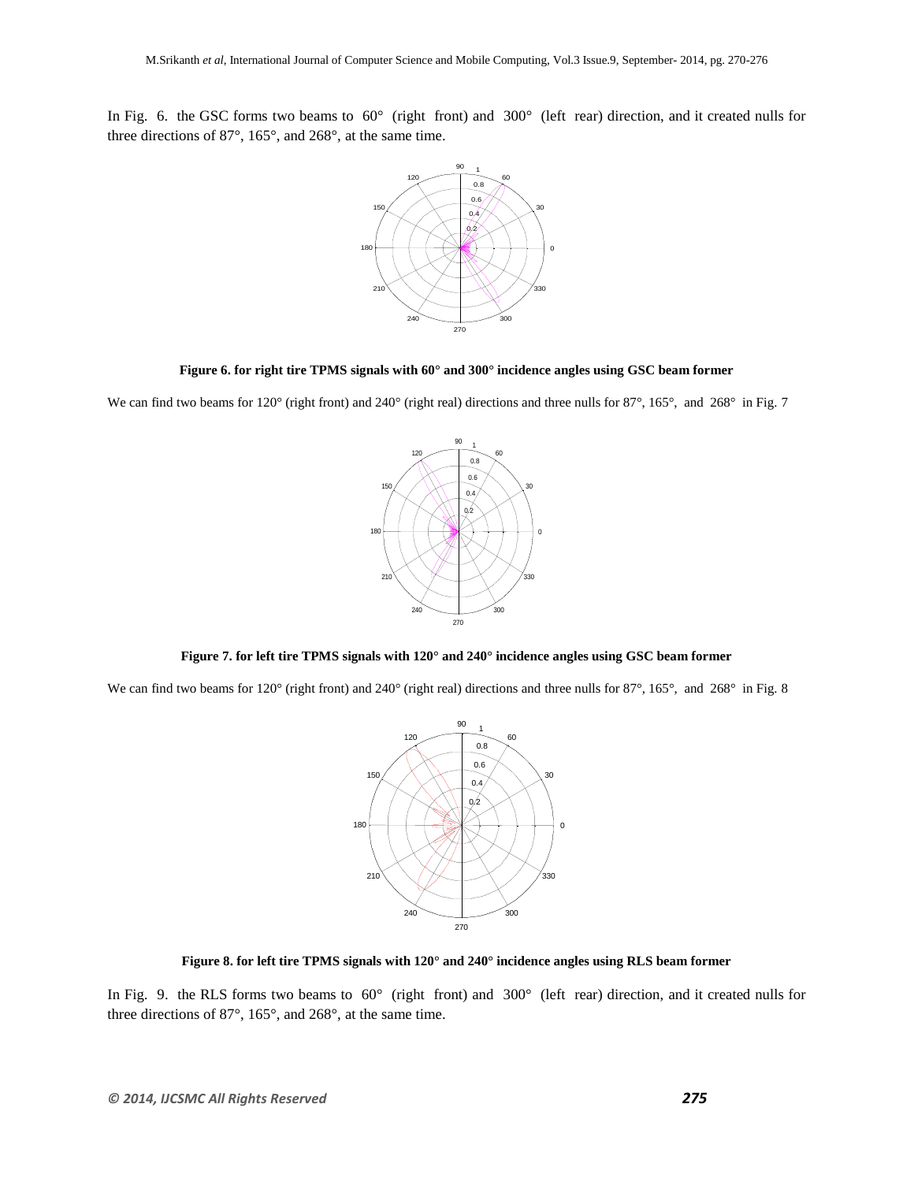In Fig. 6. the GSC forms two beams to 60° (right front) and 300° (left rear) direction, and it created nulls for three directions of 87°, 165°, and 268°, at the same time.

**Figure 6. for right tire TPMS signals with 60° and 300° incidence angles using GSC beam former**

We can find two beams for 120° (right front) and 240° (right real) directions and three nulls for 87°, 165°, and 268° in Fig. 7

**Figure 7. for left tire TPMS signals with 120° and 240° incidence angles using GSC beam former**

We can find two beams for 120° (right front) and 240° (right real) directions and three nulls for 87°, 165°, and 268° in Fig. 8

**Figure 8. for left tire TPMS signals with 120° and 240° incidence angles using RLS beam former**

In Fig. 9. the RLS forms two beams to 60° (right front) and 300° (left rear) direction, and it created nulls for three directions of 87°, 165°, and 268°, at the same time.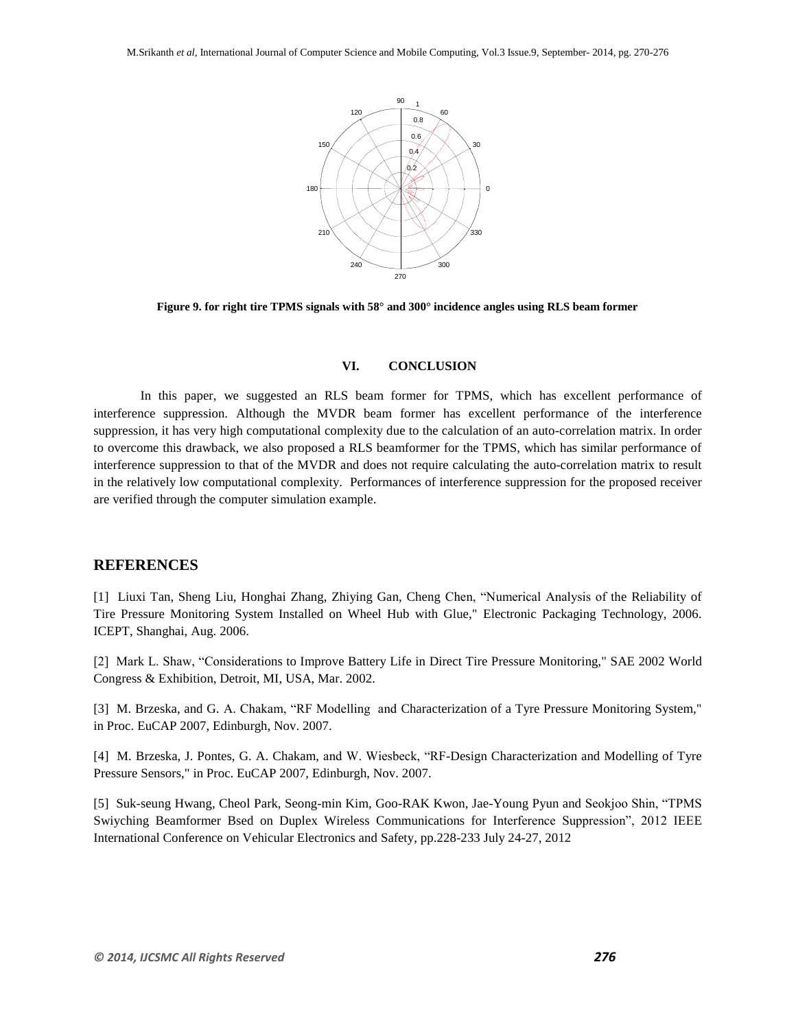90
1
120
60
0.8
0.6
150
30
0.4
0.2
180
0
210
330
240
300
270

**Figure 9. for right tire TPMS signals with 58° and 300° incidence angles using RLS beam former**

## VI. CONCLUSION

In this paper, we suggested an RLS beam former for TPMS, which has excellent performance of interference suppression. Although the MVDR beam former has excellent performance of the interference suppression, it has very high computational complexity due to the calculation of an auto-correlation matrix. In order to overcome this drawback, we also proposed a RLS beamformer for the TPMS, which has similar performance of interference suppression to that of the MVDR and does not require calculating the auto-correlation matrix to result in the relatively low computational complexity. Performances of interference suppression for the proposed receiver are verified through the computer simulation example.

## REFERENCES

[1] Liuxi Tan, Sheng Liu, Honghai Zhang, Zhiying Gan, Cheng Chen, "Numerical Analysis of the Reliability of Tire Pressure Monitoring System Installed on Wheel Hub with Glue," Electronic Packaging Technology, 2006. ICEPT, Shanghai, Aug. 2006.

[2] Mark L. Shaw, "Considerations to Improve Battery Life in Direct Tire Pressure Monitoring," SAE 2002 World Congress & Exhibition, Detroit, MI, USA, Mar. 2002.

[3] M. Brzeska, and G. A. Chakam, "RF Modelling and Characterization of a Tyre Pressure Monitoring System," in Proc. EuCAP 2007, Edinburgh, Nov. 2007.

[4] M. Brzeska, J. Pontes, G. A. Chakam, and W. Wiesbeck, "RF-Design Characterization and Modelling of Tyre Pressure Sensors," in Proc. EuCAP 2007, Edinburgh, Nov. 2007.

[5] Suk-seung Hwang, Cheol Park, Seong-min Kim, Goo-RAK Kwon, Jae-Young Pyun and Seokjoo Shin, "TPMS Swiyching Beamformer Bsed on Duplex Wireless Communications for Interference Suppression", 2012 IEEE International Conference on Vehicular Electronics and Safety, pp.228-233 July 24-27, 2012